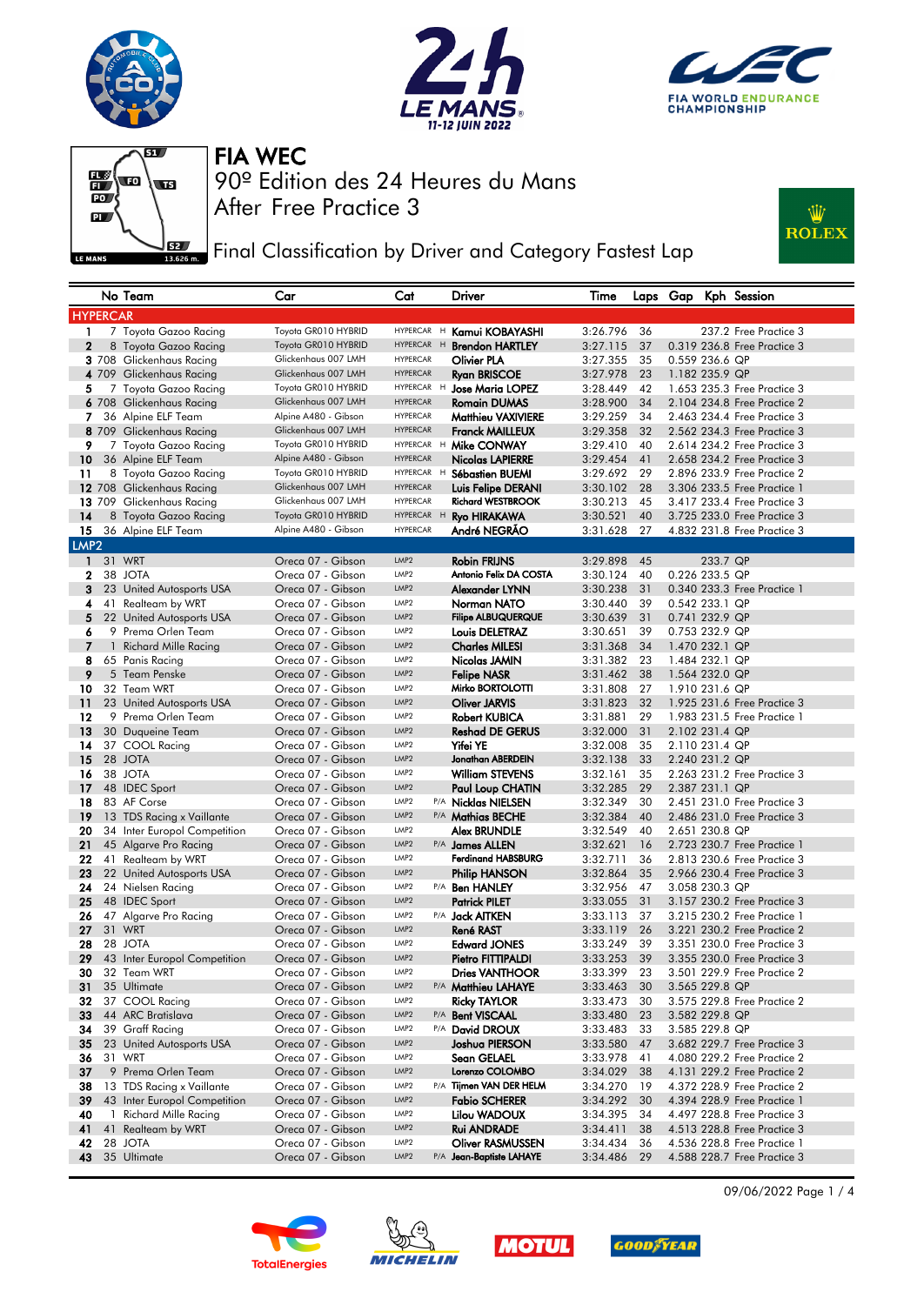# FIA WEC

## 90º Edition des 24 Heures du Mans

## After Free Practice 3

## Final Classification by Driver and Category Fastest Lap

| | No | Team | Car | Cat | | Driver | Time | Laps | Gap | Kph | Session |
|---|---|---|---|---|---|---|---|---|---|---|---|
| **HYPERCAR** | | | | | | | | | | | |
| 1 | 7 | Toyota Gazoo Racing | Toyota GR010 HYBRID | HYPERCAR | H | Kamui KOBAYASHI | 3:26.796 | 36 | | 237.2 | Free Practice 3 |
| 2 | 8 | Toyota Gazoo Racing | Toyota GR010 HYBRID | HYPERCAR | H | Brendon HARTLEY | 3:27.115 | 37 | 0.319 | 236.8 | Free Practice 3 |
| 3 | 708 | Glickenhaus Racing | Glickenhaus 007 LMH | HYPERCAR | | Olivier PLA | 3:27.355 | 35 | 0.559 | 236.6 | QP |
| 4 | 709 | Glickenhaus Racing | Glickenhaus 007 LMH | HYPERCAR | | Ryan BRISCOE | 3:27.978 | 23 | 1.182 | 235.9 | QP |
| 5 | 7 | Toyota Gazoo Racing | Toyota GR010 HYBRID | HYPERCAR | H | Jose Maria LOPEZ | 3:28.449 | 42 | 1.653 | 235.3 | Free Practice 3 |
| 6 | 708 | Glickenhaus Racing | Glickenhaus 007 LMH | HYPERCAR | | Romain DUMAS | 3:28.900 | 34 | 2.104 | 234.8 | Free Practice 2 |
| 7 | 36 | Alpine ELF Team | Alpine A480 - Gibson | HYPERCAR | | Matthieu VAXIVIERE | 3:29.259 | 34 | 2.463 | 234.4 | Free Practice 3 |
| 8 | 709 | Glickenhaus Racing | Glickenhaus 007 LMH | HYPERCAR | | Franck MAILLEUX | 3:29.358 | 32 | 2.562 | 234.3 | Free Practice 3 |
| 9 | 7 | Toyota Gazoo Racing | Toyota GR010 HYBRID | HYPERCAR | H | Mike CONWAY | 3:29.410 | 40 | 2.614 | 234.2 | Free Practice 3 |
| 10 | 36 | Alpine ELF Team | Alpine A480 - Gibson | HYPERCAR | | Nicolas LAPIERRE | 3:29.454 | 41 | 2.658 | 234.2 | Free Practice 3 |
| 11 | 8 | Toyota Gazoo Racing | Toyota GR010 HYBRID | HYPERCAR | H | Sébastien BUEMI | 3:29.692 | 29 | 2.896 | 233.9 | Free Practice 2 |
| 12 | 708 | Glickenhaus Racing | Glickenhaus 007 LMH | HYPERCAR | | Luis Felipe DERANI | 3:30.102 | 28 | 3.306 | 233.5 | Free Practice 1 |
| 13 | 709 | Glickenhaus Racing | Glickenhaus 007 LMH | HYPERCAR | | Richard WESTBROOK | 3:30.213 | 45 | 3.417 | 233.4 | Free Practice 3 |
| 14 | 8 | Toyota Gazoo Racing | Toyota GR010 HYBRID | HYPERCAR | H | Ryo HIRAKAWA | 3:30.521 | 40 | 3.725 | 233.0 | Free Practice 3 |
| 15 | 36 | Alpine ELF Team | Alpine A480 - Gibson | HYPERCAR | | André NEGRÃO | 3:31.628 | 27 | 4.832 | 231.8 | Free Practice 3 |
| **LMP2** | | | | | | | | | | | |
| 1 | 31 | WRT | Oreca 07 - Gibson | LMP2 | | Robin FRIJNS | 3:29.898 | 45 | | 233.7 | QP |
| 2 | 38 | JOTA | Oreca 07 - Gibson | LMP2 | | Antonio Felix DA COSTA | 3:30.124 | 40 | 0.226 | 233.5 | QP |
| 3 | 23 | United Autosports USA | Oreca 07 - Gibson | LMP2 | | Alexander LYNN | 3:30.238 | 31 | 0.340 | 233.3 | Free Practice 1 |
| 4 | 41 | Realteam by WRT | Oreca 07 - Gibson | LMP2 | | Norman NATO | 3:30.440 | 39 | 0.542 | 233.1 | QP |
| 5 | 22 | United Autosports USA | Oreca 07 - Gibson | LMP2 | | Filipe ALBUQUERQUE | 3:30.639 | 31 | 0.741 | 232.9 | QP |
| 6 | 9 | Prema Orlen Team | Oreca 07 - Gibson | LMP2 | | Louis DELETRAZ | 3:30.651 | 39 | 0.753 | 232.9 | QP |
| 7 | 1 | Richard Mille Racing | Oreca 07 - Gibson | LMP2 | | Charles MILESI | 3:31.368 | 34 | 1.470 | 232.1 | QP |
| 8 | 65 | Panis Racing | Oreca 07 - Gibson | LMP2 | | Nicolas JAMIN | 3:31.382 | 23 | 1.484 | 232.1 | QP |
| 9 | 5 | Team Penske | Oreca 07 - Gibson | LMP2 | | Felipe NASR | 3:31.462 | 38 | 1.564 | 232.0 | QP |
| 10 | 32 | Team WRT | Oreca 07 - Gibson | LMP2 | | Mirko BORTOLOTTI | 3:31.808 | 27 | 1.910 | 231.6 | QP |
| 11 | 23 | United Autosports USA | Oreca 07 - Gibson | LMP2 | | Oliver JARVIS | 3:31.823 | 32 | 1.925 | 231.6 | Free Practice 3 |
| 12 | 9 | Prema Orlen Team | Oreca 07 - Gibson | LMP2 | | Robert KUBICA | 3:31.881 | 29 | 1.983 | 231.5 | Free Practice 1 |
| 13 | 30 | Duqueine Team | Oreca 07 - Gibson | LMP2 | | Reshad DE GERUS | 3:32.000 | 31 | 2.102 | 231.4 | QP |
| 14 | 37 | COOL Racing | Oreca 07 - Gibson | LMP2 | | Yifei YE | 3:32.008 | 35 | 2.110 | 231.4 | QP |
| 15 | 28 | JOTA | Oreca 07 - Gibson | LMP2 | | Jonathan ABERDEIN | 3:32.138 | 33 | 2.240 | 231.2 | QP |
| 16 | 38 | JOTA | Oreca 07 - Gibson | LMP2 | | William STEVENS | 3:32.161 | 35 | 2.263 | 231.2 | Free Practice 3 |
| 17 | 48 | IDEC Sport | Oreca 07 - Gibson | LMP2 | | Paul Loup CHATIN | 3:32.285 | 29 | 2.387 | 231.1 | QP |
| 18 | 83 | AF Corse | Oreca 07 - Gibson | LMP2 | P/A | Nicklas NIELSEN | 3:32.349 | 30 | 2.451 | 231.0 | Free Practice 3 |
| 19 | 13 | TDS Racing x Vaillante | Oreca 07 - Gibson | LMP2 | P/A | Mathias BECHE | 3:32.384 | 40 | 2.486 | 231.0 | Free Practice 3 |
| 20 | 34 | Inter Europol Competition | Oreca 07 - Gibson | LMP2 | | Alex BRUNDLE | 3:32.549 | 40 | 2.651 | 230.8 | QP |
| 21 | 45 | Algarve Pro Racing | Oreca 07 - Gibson | LMP2 | P/A | James ALLEN | 3:32.621 | 16 | 2.723 | 230.7 | Free Practice 1 |
| 22 | 41 | Realteam by WRT | Oreca 07 - Gibson | LMP2 | | Ferdinand HABSBURG | 3:32.711 | 36 | 2.813 | 230.6 | Free Practice 3 |
| 23 | 22 | United Autosports USA | Oreca 07 - Gibson | LMP2 | | Philip HANSON | 3:32.864 | 35 | 2.966 | 230.4 | Free Practice 3 |
| 24 | 24 | Nielsen Racing | Oreca 07 - Gibson | LMP2 | P/A | Ben HANLEY | 3:32.956 | 47 | 3.058 | 230.3 | QP |
| 25 | 48 | IDEC Sport | Oreca 07 - Gibson | LMP2 | | Patrick PILET | 3:33.055 | 31 | 3.157 | 230.2 | Free Practice 3 |
| 26 | 47 | Algarve Pro Racing | Oreca 07 - Gibson | LMP2 | P/A | Jack AITKEN | 3:33.113 | 37 | 3.215 | 230.2 | Free Practice 1 |
| 27 | 31 | WRT | Oreca 07 - Gibson | LMP2 | | René RAST | 3:33.119 | 26 | 3.221 | 230.2 | Free Practice 2 |
| 28 | 28 | JOTA | Oreca 07 - Gibson | LMP2 | | Edward JONES | 3:33.249 | 39 | 3.351 | 230.0 | Free Practice 3 |
| 29 | 43 | Inter Europol Competition | Oreca 07 - Gibson | LMP2 | | Pietro FITTIPALDI | 3:33.253 | 39 | 3.355 | 230.0 | Free Practice 3 |
| 30 | 32 | Team WRT | Oreca 07 - Gibson | LMP2 | | Dries VANTHOOR | 3:33.399 | 23 | 3.501 | 229.9 | Free Practice 2 |
| 31 | 35 | Ultimate | Oreca 07 - Gibson | LMP2 | P/A | Matthieu LAHAYE | 3:33.463 | 30 | 3.565 | 229.8 | QP |
| 32 | 37 | COOL Racing | Oreca 07 - Gibson | LMP2 | | Ricky TAYLOR | 3:33.473 | 30 | 3.575 | 229.8 | Free Practice 2 |
| 33 | 44 | ARC Bratislava | Oreca 07 - Gibson | LMP2 | P/A | Bent VISCAAL | 3:33.480 | 23 | 3.582 | 229.8 | QP |
| 34 | 39 | Graff Racing | Oreca 07 - Gibson | LMP2 | P/A | David DROUX | 3:33.483 | 33 | 3.585 | 229.8 | QP |
| 35 | 23 | United Autosports USA | Oreca 07 - Gibson | LMP2 | | Joshua PIERSON | 3:33.580 | 47 | 3.682 | 229.7 | Free Practice 3 |
| 36 | 31 | WRT | Oreca 07 - Gibson | LMP2 | | Sean GELAEL | 3:33.978 | 41 | 4.080 | 229.2 | Free Practice 3 |
| 37 | 9 | Prema Orlen Team | Oreca 07 - Gibson | LMP2 | | Lorenzo COLOMBO | 3:34.029 | 38 | 4.131 | 229.2 | Free Practice 2 |
| 38 | 13 | TDS Racing x Vaillante | Oreca 07 - Gibson | LMP2 | P/A | Tijmen VAN DER HELM | 3:34.270 | 19 | 4.372 | 228.9 | Free Practice 2 |
| 39 | 43 | Inter Europol Competition | Oreca 07 - Gibson | LMP2 | | Fabio SCHERER | 3:34.292 | 30 | 4.394 | 228.9 | Free Practice 1 |
| 40 | 1 | Richard Mille Racing | Oreca 07 - Gibson | LMP2 | | Lilou WADOUX | 3:34.395 | 34 | 4.497 | 228.8 | Free Practice 3 |
| 41 | 41 | Realteam by WRT | Oreca 07 - Gibson | LMP2 | | Rui ANDRADE | 3:34.411 | 38 | 4.513 | 228.8 | Free Practice 3 |
| 42 | 28 | JOTA | Oreca 07 - Gibson | LMP2 | | Oliver RASMUSSEN | 3:34.434 | 36 | 4.536 | 228.8 | Free Practice 1 |
| 43 | 35 | Ultimate | Oreca 07 - Gibson | LMP2 | P/A | Jean-Baptiste LAHAYE | 3:34.486 | 29 | 4.588 | 228.7 | Free Practice 3 |

09/06/2022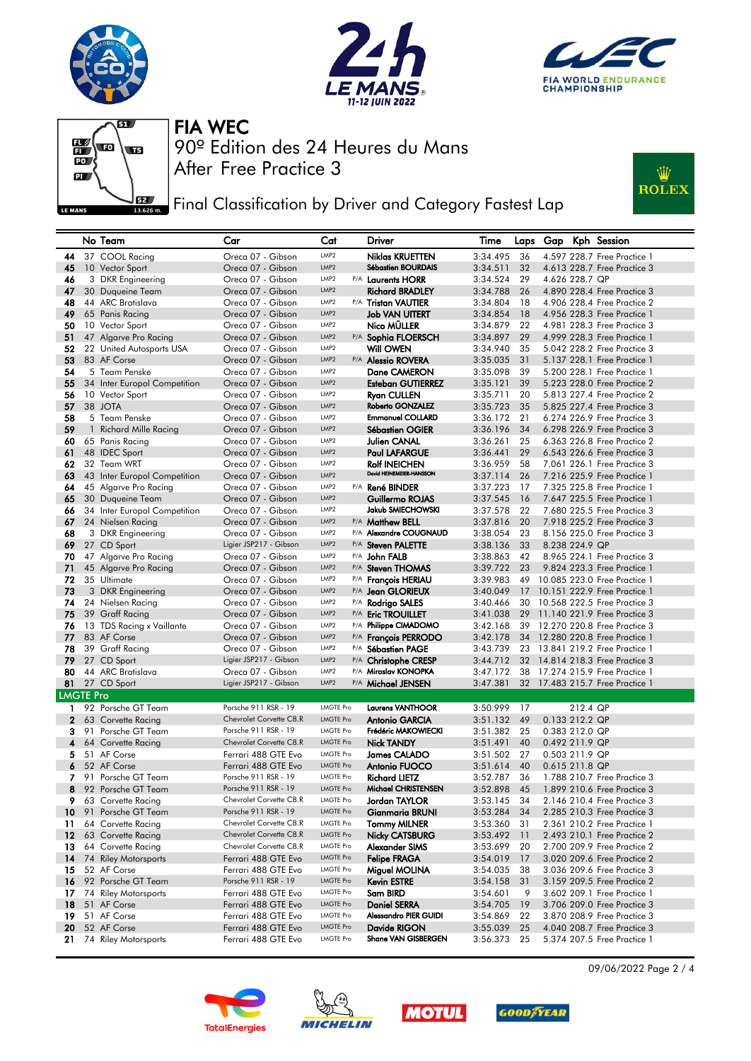# FIA WEC

## 90º Edition des 24 Heures du Mans

## After Free Practice 3

## Final Classification by Driver and Category Fastest Lap

| | No | Team | Car | Cat | | Driver | Time | Laps | Gap | Kph | Session |
|---|---|---|---|---|---|---|---|---|---|---|---|
| 44 | 37 | COOL Racing | Oreca 07 - Gibson | LMP2 | | Niklas KRUETTEN | 3:34.495 | 36 | 4.597 | 228.7 | Free Practice 1 |
| 45 | 10 | Vector Sport | Oreca 07 - Gibson | LMP2 | | Sébastien BOURDAIS | 3:34.511 | 32 | 4.613 | 228.7 | Free Practice 3 |
| 46 | 3 | DKR Engineering | Oreca 07 - Gibson | LMP2 | P/A | Laurents HORR | 3:34.524 | 29 | 4.626 | 228.7 | QP |
| 47 | 30 | Duqueine Team | Oreca 07 - Gibson | LMP2 | | Richard BRADLEY | 3:34.788 | 26 | 4.890 | 228.4 | Free Practice 3 |
| 48 | 44 | ARC Bratislava | Oreca 07 - Gibson | LMP2 | P/A | Tristan VAUTIER | 3:34.804 | 18 | 4.906 | 228.4 | Free Practice 2 |
| 49 | 65 | Panis Racing | Oreca 07 - Gibson | LMP2 | | Job VAN UITERT | 3:34.854 | 18 | 4.956 | 228.3 | Free Practice 1 |
| 50 | 10 | Vector Sport | Oreca 07 - Gibson | LMP2 | | Nico MÜLLER | 3:34.879 | 22 | 4.981 | 228.3 | Free Practice 3 |
| 51 | 47 | Algarve Pro Racing | Oreca 07 - Gibson | LMP2 | P/A | Sophia FLOERSCH | 3:34.897 | 29 | 4.999 | 228.3 | Free Practice 1 |
| 52 | 22 | United Autosports USA | Oreca 07 - Gibson | LMP2 | | Will OWEN | 3:34.940 | 35 | 5.042 | 228.2 | Free Practice 3 |
| 53 | 83 | AF Corse | Oreca 07 - Gibson | LMP2 | P/A | Alessio ROVERA | 3:35.035 | 31 | 5.137 | 228.1 | Free Practice 1 |
| 54 | 5 | Team Penske | Oreca 07 - Gibson | LMP2 | | Dane CAMERON | 3:35.098 | 39 | 5.200 | 228.1 | Free Practice 1 |
| 55 | 34 | Inter Europol Competition | Oreca 07 - Gibson | LMP2 | | Esteban GUTIERREZ | 3:35.121 | 39 | 5.223 | 228.0 | Free Practice 2 |
| 56 | 10 | Vector Sport | Oreca 07 - Gibson | LMP2 | | Ryan CULLEN | 3:35.711 | 20 | 5.813 | 227.4 | Free Practice 2 |
| 57 | 38 | JOTA | Oreca 07 - Gibson | LMP2 | | Roberto GONZALEZ | 3:35.723 | 35 | 5.825 | 227.4 | Free Practice 3 |
| 58 | 5 | Team Penske | Oreca 07 - Gibson | LMP2 | | Emmanuel COLLARD | 3:36.172 | 21 | 6.274 | 226.9 | Free Practice 3 |
| 59 | 1 | Richard Mille Racing | Oreca 07 - Gibson | LMP2 | | Sébastien OGIER | 3:36.196 | 34 | 6.298 | 226.9 | Free Practice 3 |
| 60 | 65 | Panis Racing | Oreca 07 - Gibson | LMP2 | | Julien CANAL | 3:36.261 | 25 | 6.363 | 226.8 | Free Practice 2 |
| 61 | 48 | IDEC Sport | Oreca 07 - Gibson | LMP2 | | Paul LAFARGUE | 3:36.441 | 29 | 6.543 | 226.6 | Free Practice 3 |
| 62 | 32 | Team WRT | Oreca 07 - Gibson | LMP2 | | Rolf INEICHEN | 3:36.959 | 58 | 7.061 | 226.1 | Free Practice 3 |
| 63 | 43 | Inter Europol Competition | Oreca 07 - Gibson | LMP2 | | David HEINEMEIER-HANSSON | 3:37.114 | 26 | 7.216 | 225.9 | Free Practice 1 |
| 64 | 45 | Algarve Pro Racing | Oreca 07 - Gibson | LMP2 | P/A | René BINDER | 3:37.223 | 17 | 7.325 | 225.8 | Free Practice 1 |
| 65 | 30 | Duqueine Team | Oreca 07 - Gibson | LMP2 | | Guillermo ROJAS | 3:37.545 | 16 | 7.647 | 225.5 | Free Practice 1 |
| 66 | 34 | Inter Europol Competition | Oreca 07 - Gibson | LMP2 | | Jakub SMIECHOWSKI | 3:37.578 | 22 | 7.680 | 225.5 | Free Practice 3 |
| 67 | 24 | Nielsen Racing | Oreca 07 - Gibson | LMP2 | P/A | Matthew BELL | 3:37.816 | 20 | 7.918 | 225.2 | Free Practice 3 |
| 68 | 3 | DKR Engineering | Oreca 07 - Gibson | LMP2 | P/A | Alexandre COUGNAUD | 3:38.054 | 23 | 8.156 | 225.0 | Free Practice 3 |
| 69 | 27 | CD Sport | Ligier JSP217 - Gibson | LMP2 | P/A | Steven PALETTE | 3:38.136 | 33 | 8.238 | 224.9 | QP |
| 70 | 47 | Algarve Pro Racing | Oreca 07 - Gibson | LMP2 | P/A | John FALB | 3:38.863 | 42 | 8.965 | 224.1 | Free Practice 3 |
| 71 | 45 | Algarve Pro Racing | Oreca 07 - Gibson | LMP2 | P/A | Steven THOMAS | 3:39.722 | 23 | 9.824 | 223.3 | Free Practice 1 |
| 72 | 35 | Ultimate | Oreca 07 - Gibson | LMP2 | P/A | François HERIAU | 3:39.983 | 49 | 10.085 | 223.0 | Free Practice 1 |
| 73 | 3 | DKR Engineering | Oreca 07 - Gibson | LMP2 | P/A | Jean GLORIEUX | 3:40.049 | 17 | 10.151 | 222.9 | Free Practice 1 |
| 74 | 24 | Nielsen Racing | Oreca 07 - Gibson | LMP2 | P/A | Rodrigo SALES | 3:40.466 | 30 | 10.568 | 222.5 | Free Practice 3 |
| 75 | 39 | Graff Racing | Oreca 07 - Gibson | LMP2 | P/A | Eric TROUILLET | 3:41.038 | 29 | 11.140 | 221.9 | Free Practice 3 |
| 76 | 13 | TDS Racing x Vaillante | Oreca 07 - Gibson | LMP2 | P/A | Philippe CIMADOMO | 3:42.168 | 39 | 12.270 | 220.8 | Free Practice 3 |
| 77 | 83 | AF Corse | Oreca 07 - Gibson | LMP2 | P/A | François PERRODO | 3:42.178 | 34 | 12.280 | 220.8 | Free Practice 1 |
| 78 | 39 | Graff Racing | Oreca 07 - Gibson | LMP2 | P/A | Sébastien PAGE | 3:43.739 | 23 | 13.841 | 219.2 | Free Practice 1 |
| 79 | 27 | CD Sport | Ligier JSP217 - Gibson | LMP2 | P/A | Christophe CRESP | 3:44.712 | 32 | 14.814 | 218.3 | Free Practice 3 |
| 80 | 44 | ARC Bratislava | Oreca 07 - Gibson | LMP2 | P/A | Miroslav KONOPKA | 3:47.172 | 38 | 17.274 | 215.9 | Free Practice 1 |
| 81 | 27 | CD Sport | Ligier JSP217 - Gibson | LMP2 | P/A | Michael JENSEN | 3:47.381 | 32 | 17.483 | 215.7 | Free Practice 1 |
| **LMGTE Pro** | | | | | | | | | | | |
| 1 | 92 | Porsche GT Team | Porsche 911 RSR - 19 | LMGTE Pro | | Laurens VANTHOOR | 3:50.999 | 17 | | 212.4 | QP |
| 2 | 63 | Corvette Racing | Chevrolet Corvette C8.R | LMGTE Pro | | Antonio GARCIA | 3:51.132 | 49 | 0.133 | 212.2 | QP |
| 3 | 91 | Porsche GT Team | Porsche 911 RSR - 19 | LMGTE Pro | | Frédéric MAKOWIECKI | 3:51.382 | 25 | 0.383 | 212.0 | QP |
| 4 | 64 | Corvette Racing | Chevrolet Corvette C8.R | LMGTE Pro | | Nick TANDY | 3:51.491 | 40 | 0.492 | 211.9 | QP |
| 5 | 51 | AF Corse | Ferrari 488 GTE Evo | LMGTE Pro | | James CALADO | 3:51.502 | 27 | 0.503 | 211.9 | QP |
| 6 | 52 | AF Corse | Ferrari 488 GTE Evo | LMGTE Pro | | Antonio FUOCO | 3:51.614 | 40 | 0.615 | 211.8 | QP |
| 7 | 91 | Porsche GT Team | Porsche 911 RSR - 19 | LMGTE Pro | | Richard LIETZ | 3:52.787 | 36 | 1.788 | 210.7 | Free Practice 3 |
| 8 | 92 | Porsche GT Team | Porsche 911 RSR - 19 | LMGTE Pro | | Michael CHRISTENSEN | 3:52.898 | 45 | 1.899 | 210.6 | Free Practice 3 |
| 9 | 63 | Corvette Racing | Chevrolet Corvette C8.R | LMGTE Pro | | Jordan TAYLOR | 3:53.145 | 34 | 2.146 | 210.4 | Free Practice 3 |
| 10 | 91 | Porsche GT Team | Porsche 911 RSR - 19 | LMGTE Pro | | Gianmaria BRUNI | 3:53.284 | 34 | 2.285 | 210.3 | Free Practice 3 |
| 11 | 64 | Corvette Racing | Chevrolet Corvette C8.R | LMGTE Pro | | Tommy MILNER | 3:53.360 | 31 | 2.361 | 210.2 | Free Practice 1 |
| 12 | 63 | Corvette Racing | Chevrolet Corvette C8.R | LMGTE Pro | | Nicky CATSBURG | 3:53.492 | 11 | 2.493 | 210.1 | Free Practice 2 |
| 13 | 64 | Corvette Racing | Chevrolet Corvette C8.R | LMGTE Pro | | Alexander SIMS | 3:53.699 | 20 | 2.700 | 209.9 | Free Practice 2 |
| 14 | 74 | Riley Motorsports | Ferrari 488 GTE Evo | LMGTE Pro | | Felipe FRAGA | 3:54.019 | 17 | 3.020 | 209.6 | Free Practice 2 |
| 15 | 52 | AF Corse | Ferrari 488 GTE Evo | LMGTE Pro | | Miguel MOLINA | 3:54.035 | 38 | 3.036 | 209.6 | Free Practice 3 |
| 16 | 92 | Porsche GT Team | Porsche 911 RSR - 19 | LMGTE Pro | | Kevin ESTRE | 3:54.158 | 31 | 3.159 | 209.5 | Free Practice 2 |
| 17 | 74 | Riley Motorsports | Ferrari 488 GTE Evo | LMGTE Pro | | Sam BIRD | 3:54.601 | 9 | 3.602 | 209.1 | Free Practice 1 |
| 18 | 51 | AF Corse | Ferrari 488 GTE Evo | LMGTE Pro | | Daniel SERRA | 3:54.705 | 19 | 3.706 | 209.0 | Free Practice 3 |
| 19 | 51 | AF Corse | Ferrari 488 GTE Evo | LMGTE Pro | | Alessandro PIER GUIDI | 3:54.869 | 22 | 3.870 | 208.9 | Free Practice 3 |
| 20 | 52 | AF Corse | Ferrari 488 GTE Evo | LMGTE Pro | | Davide RIGON | 3:55.039 | 25 | 4.040 | 208.7 | Free Practice 3 |
| 21 | 74 | Riley Motorsports | Ferrari 488 GTE Evo | LMGTE Pro | | Shane VAN GISBERGEN | 3:56.373 | 25 | 5.374 | 207.5 | Free Practice 1 |

09/06/2022 Page 2 / 4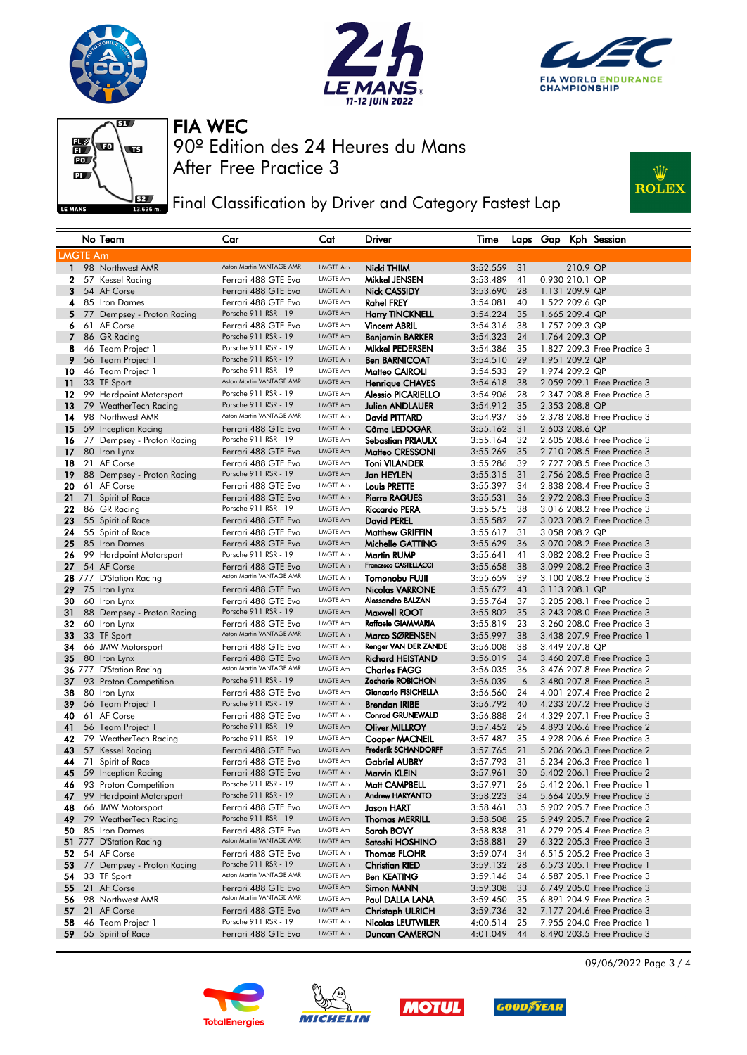# FIA WEC

## 90º Edition des 24 Heures du Mans

## After Free Practice 3

## Final Classification by Driver and Category Fastest Lap

| | No | Team | Car | Cat | Driver | Time | Laps | Gap | Kph | Session |
|---|---|---|---|---|---|---|---|---|---|---|
| **LMGTE Am** | | | | | | | | | | |
| 1 | 98 | Northwest AMR | Aston Martin VANTAGE AMR | LMGTE Am | Nicki THIIM | 3:52.559 | 31 | | 210.9 | QP |
| 2 | 57 | Kessel Racing | Ferrari 488 GTE Evo | LMGTE Am | Mikkel JENSEN | 3:53.489 | 41 | 0.930 | 210.1 | QP |
| 3 | 54 | AF Corse | Ferrari 488 GTE Evo | LMGTE Am | Nick CASSIDY | 3:53.690 | 28 | 1.131 | 209.9 | QP |
| 4 | 85 | Iron Dames | Ferrari 488 GTE Evo | LMGTE Am | Rahel FREY | 3:54.081 | 40 | 1.522 | 209.6 | QP |
| 5 | 77 | Dempsey - Proton Racing | Porsche 911 RSR - 19 | LMGTE Am | Harry TINCKNELL | 3:54.224 | 35 | 1.665 | 209.4 | QP |
| 6 | 61 | AF Corse | Ferrari 488 GTE Evo | LMGTE Am | Vincent ABRIL | 3:54.316 | 38 | 1.757 | 209.3 | QP |
| 7 | 86 | GR Racing | Porsche 911 RSR - 19 | LMGTE Am | Benjamin BARKER | 3:54.323 | 24 | 1.764 | 209.3 | QP |
| 8 | 46 | Team Project 1 | Porsche 911 RSR - 19 | LMGTE Am | Mikkel PEDERSEN | 3:54.386 | 35 | 1.827 | 209.3 | Free Practice 3 |
| 9 | 56 | Team Project 1 | Porsche 911 RSR - 19 | LMGTE Am | Ben BARNICOAT | 3:54.510 | 29 | 1.951 | 209.2 | QP |
| 10 | 46 | Team Project 1 | Porsche 911 RSR - 19 | LMGTE Am | Matteo CAIROLI | 3:54.533 | 29 | 1.974 | 209.2 | QP |
| 11 | 33 | TF Sport | Aston Martin VANTAGE AMR | LMGTE Am | Henrique CHAVES | 3:54.618 | 38 | 2.059 | 209.1 | Free Practice 3 |
| 12 | 99 | Hardpoint Motorsport | Porsche 911 RSR - 19 | LMGTE Am | Alessio PICARIELLO | 3:54.906 | 28 | 2.347 | 208.8 | Free Practice 3 |
| 13 | 79 | WeatherTech Racing | Porsche 911 RSR - 19 | LMGTE Am | Julien ANDLAUER | 3:54.912 | 35 | 2.353 | 208.8 | QP |
| 14 | 98 | Northwest AMR | Aston Martin VANTAGE AMR | LMGTE Am | David PITTARD | 3:54.937 | 36 | 2.378 | 208.8 | Free Practice 3 |
| 15 | 59 | Inception Racing | Ferrari 488 GTE Evo | LMGTE Am | Côme LEDOGAR | 3:55.162 | 31 | 2.603 | 208.6 | QP |
| 16 | 77 | Dempsey - Proton Racing | Porsche 911 RSR - 19 | LMGTE Am | Sebastian PRIAULX | 3:55.164 | 32 | 2.605 | 208.6 | Free Practice 3 |
| 17 | 80 | Iron Lynx | Ferrari 488 GTE Evo | LMGTE Am | Matteo CRESSONI | 3:55.269 | 35 | 2.710 | 208.5 | Free Practice 3 |
| 18 | 21 | AF Corse | Ferrari 488 GTE Evo | LMGTE Am | Toni VILANDER | 3:55.286 | 39 | 2.727 | 208.5 | Free Practice 3 |
| 19 | 88 | Dempsey - Proton Racing | Porsche 911 RSR - 19 | LMGTE Am | Jan HEYLEN | 3:55.315 | 31 | 2.756 | 208.5 | Free Practice 3 |
| 20 | 61 | AF Corse | Ferrari 488 GTE Evo | LMGTE Am | Louis PRETTE | 3:55.397 | 34 | 2.838 | 208.4 | Free Practice 3 |
| 21 | 71 | Spirit of Race | Ferrari 488 GTE Evo | LMGTE Am | Pierre RAGUES | 3:55.531 | 36 | 2.972 | 208.3 | Free Practice 3 |
| 22 | 86 | GR Racing | Porsche 911 RSR - 19 | LMGTE Am | Riccardo PERA | 3:55.575 | 38 | 3.016 | 208.2 | Free Practice 3 |
| 23 | 55 | Spirit of Race | Ferrari 488 GTE Evo | LMGTE Am | David PEREL | 3:55.582 | 27 | 3.023 | 208.2 | Free Practice 3 |
| 24 | 55 | Spirit of Race | Ferrari 488 GTE Evo | LMGTE Am | Matthew GRIFFIN | 3:55.617 | 31 | 3.058 | 208.2 | QP |
| 25 | 85 | Iron Dames | Ferrari 488 GTE Evo | LMGTE Am | Michelle GATTING | 3:55.629 | 36 | 3.070 | 208.2 | Free Practice 3 |
| 26 | 99 | Hardpoint Motorsport | Porsche 911 RSR - 19 | LMGTE Am | Martin RUMP | 3:55.641 | 41 | 3.082 | 208.2 | Free Practice 3 |
| 27 | 54 | AF Corse | Ferrari 488 GTE Evo | LMGTE Am | Francesco CASTELLACCI | 3:55.658 | 38 | 3.099 | 208.2 | Free Practice 3 |
| 28 | 777 | D'Station Racing | Aston Martin VANTAGE AMR | LMGTE Am | Tomonobu FUJII | 3:55.659 | 39 | 3.100 | 208.2 | Free Practice 3 |
| 29 | 75 | Iron Lynx | Ferrari 488 GTE Evo | LMGTE Am | Nicolas VARRONE | 3:55.672 | 43 | 3.113 | 208.1 | QP |
| 30 | 60 | Iron Lynx | Ferrari 488 GTE Evo | LMGTE Am | Alessandro BALZAN | 3:55.764 | 37 | 3.205 | 208.1 | Free Practice 3 |
| 31 | 88 | Dempsey - Proton Racing | Porsche 911 RSR - 19 | LMGTE Am | Maxwell ROOT | 3:55.802 | 35 | 3.243 | 208.0 | Free Practice 3 |
| 32 | 60 | Iron Lynx | Ferrari 488 GTE Evo | LMGTE Am | Raffaele GIAMMARIA | 3:55.819 | 23 | 3.260 | 208.0 | Free Practice 3 |
| 33 | 33 | TF Sport | Aston Martin VANTAGE AMR | LMGTE Am | Marco SØRENSEN | 3:55.997 | 38 | 3.438 | 207.9 | Free Practice 1 |
| 34 | 66 | JMW Motorsport | Ferrari 488 GTE Evo | LMGTE Am | Renger VAN DER ZANDE | 3:56.008 | 38 | 3.449 | 207.8 | QP |
| 35 | 80 | Iron Lynx | Ferrari 488 GTE Evo | LMGTE Am | Richard HEISTAND | 3:56.019 | 34 | 3.460 | 207.8 | Free Practice 3 |
| 36 | 777 | D'Station Racing | Aston Martin VANTAGE AMR | LMGTE Am | Charles FAGG | 3:56.035 | 36 | 3.476 | 207.8 | Free Practice 2 |
| 37 | 93 | Proton Competition | Porsche 911 RSR - 19 | LMGTE Am | Zacharie ROBICHON | 3:56.039 | 6 | 3.480 | 207.8 | Free Practice 3 |
| 38 | 80 | Iron Lynx | Ferrari 488 GTE Evo | LMGTE Am | Giancarlo FISICHELLA | 3:56.560 | 24 | 4.001 | 207.4 | Free Practice 2 |
| 39 | 56 | Team Project 1 | Porsche 911 RSR - 19 | LMGTE Am | Brendan IRIBE | 3:56.792 | 40 | 4.233 | 207.2 | Free Practice 3 |
| 40 | 61 | AF Corse | Ferrari 488 GTE Evo | LMGTE Am | Conrad GRUNEWALD | 3:56.888 | 24 | 4.329 | 207.1 | Free Practice 3 |
| 41 | 56 | Team Project 1 | Porsche 911 RSR - 19 | LMGTE Am | Oliver MILLROY | 3:57.452 | 25 | 4.893 | 206.6 | Free Practice 2 |
| 42 | 79 | WeatherTech Racing | Porsche 911 RSR - 19 | LMGTE Am | Cooper MACNEIL | 3:57.487 | 35 | 4.928 | 206.6 | Free Practice 3 |
| 43 | 57 | Kessel Racing | Ferrari 488 GTE Evo | LMGTE Am | Frederik SCHANDORFF | 3:57.765 | 21 | 5.206 | 206.3 | Free Practice 2 |
| 44 | 71 | Spirit of Race | Ferrari 488 GTE Evo | LMGTE Am | Gabriel AUBRY | 3:57.793 | 31 | 5.234 | 206.3 | Free Practice 1 |
| 45 | 59 | Inception Racing | Ferrari 488 GTE Evo | LMGTE Am | Marvin KLEIN | 3:57.961 | 30 | 5.402 | 206.1 | Free Practice 2 |
| 46 | 93 | Proton Competition | Porsche 911 RSR - 19 | LMGTE Am | Matt CAMPBELL | 3:57.971 | 26 | 5.412 | 206.1 | Free Practice 1 |
| 47 | 99 | Hardpoint Motorsport | Porsche 911 RSR - 19 | LMGTE Am | Andrew HARYANTO | 3:58.223 | 34 | 5.664 | 205.9 | Free Practice 3 |
| 48 | 66 | JMW Motorsport | Ferrari 488 GTE Evo | LMGTE Am | Jason HART | 3:58.461 | 33 | 5.902 | 205.7 | Free Practice 3 |
| 49 | 79 | WeatherTech Racing | Porsche 911 RSR - 19 | LMGTE Am | Thomas MERRILL | 3:58.508 | 25 | 5.949 | 205.7 | Free Practice 2 |
| 50 | 85 | Iron Dames | Ferrari 488 GTE Evo | LMGTE Am | Sarah BOVY | 3:58.838 | 31 | 6.279 | 205.4 | Free Practice 3 |
| 51 | 777 | D'Station Racing | Aston Martin VANTAGE AMR | LMGTE Am | Satoshi HOSHINO | 3:58.881 | 29 | 6.322 | 205.3 | Free Practice 3 |
| 52 | 54 | AF Corse | Ferrari 488 GTE Evo | LMGTE Am | Thomas FLOHR | 3:59.074 | 34 | 6.515 | 205.2 | Free Practice 3 |
| 53 | 77 | Dempsey - Proton Racing | Porsche 911 RSR - 19 | LMGTE Am | Christian RIED | 3:59.132 | 28 | 6.573 | 205.1 | Free Practice 1 |
| 54 | 33 | TF Sport | Aston Martin VANTAGE AMR | LMGTE Am | Ben KEATING | 3:59.146 | 34 | 6.587 | 205.1 | Free Practice 3 |
| 55 | 21 | AF Corse | Ferrari 488 GTE Evo | LMGTE Am | Simon MANN | 3:59.308 | 33 | 6.749 | 205.0 | Free Practice 3 |
| 56 | 98 | Northwest AMR | Aston Martin VANTAGE AMR | LMGTE Am | Paul DALLA LANA | 3:59.450 | 35 | 6.891 | 204.9 | Free Practice 3 |
| 57 | 21 | AF Corse | Ferrari 488 GTE Evo | LMGTE Am | Christoph ULRICH | 3:59.736 | 32 | 7.177 | 204.6 | Free Practice 3 |
| 58 | 46 | Team Project 1 | Porsche 911 RSR - 19 | LMGTE Am | Nicolas LEUTWILER | 4:00.514 | 25 | 7.955 | 204.0 | Free Practice 1 |
| 59 | 55 | Spirit of Race | Ferrari 488 GTE Evo | LMGTE Am | Duncan CAMERON | 4:01.049 | 44 | 8.490 | 203.5 | Free Practice 3 |

09/06/2022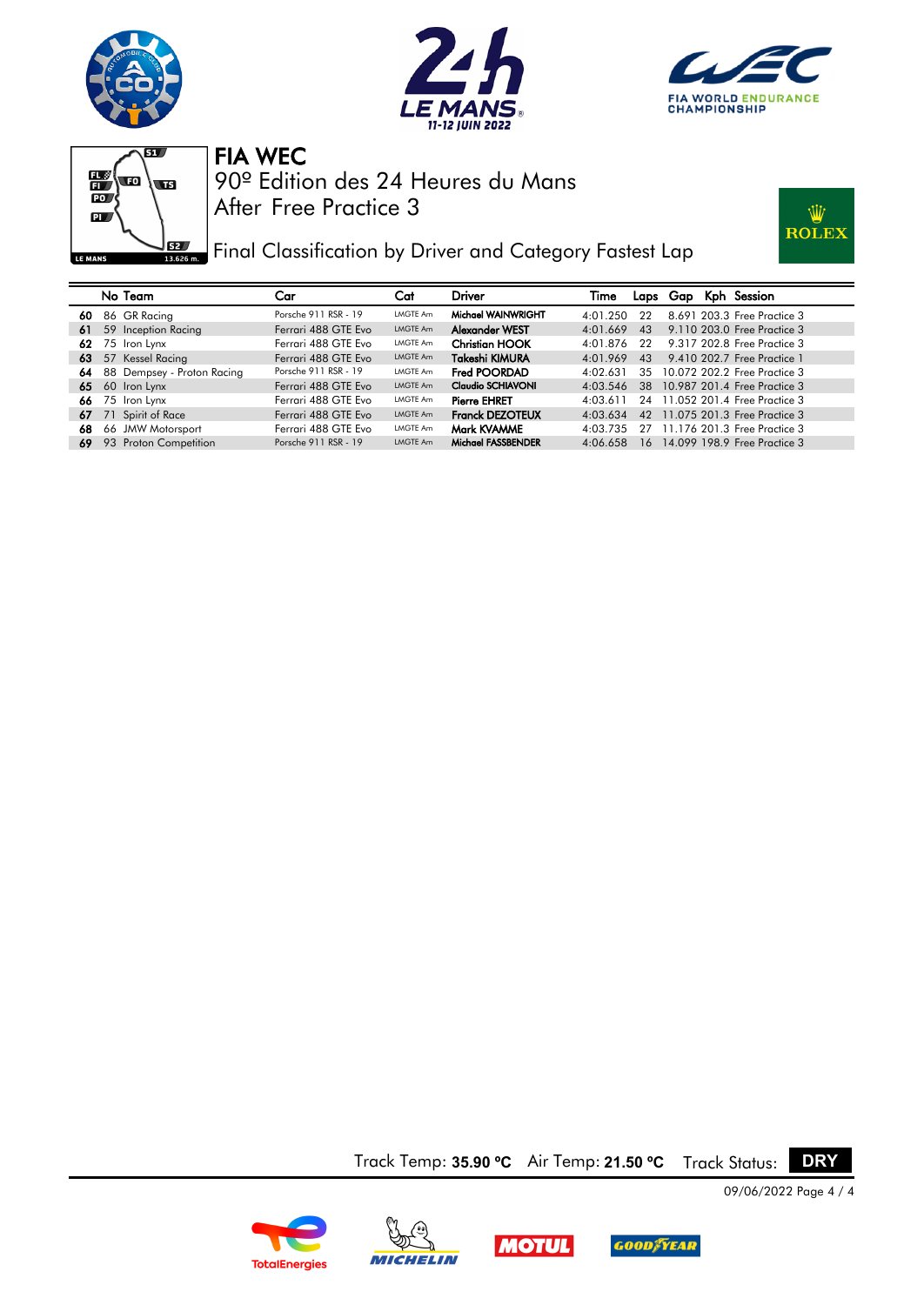# FIA WEC

90º Edition des 24 Heures du Mans

After Free Practice 3

Final Classification by Driver and Category Fastest Lap

| | No | Team | Car | Cat | Driver | Time | Laps | Gap | Kph | Session |
|---|---|---|---|---|---|---|---|---|---|---|
| 60 | 86 | GR Racing | Porsche 911 RSR - 19 | LMGTE Am | Michael WAINWRIGHT | 4:01.250 | 22 | 8.691 | 203.3 | Free Practice 3 |
| 61 | 59 | Inception Racing | Ferrari 488 GTE Evo | LMGTE Am | Alexander WEST | 4:01.669 | 43 | 9.110 | 203.0 | Free Practice 3 |
| 62 | 75 | Iron Lynx | Ferrari 488 GTE Evo | LMGTE Am | Christian HOOK | 4:01.876 | 22 | 9.317 | 202.8 | Free Practice 3 |
| 63 | 57 | Kessel Racing | Ferrari 488 GTE Evo | LMGTE Am | Takeshi KIMURA | 4:01.969 | 43 | 9.410 | 202.7 | Free Practice 1 |
| 64 | 88 | Dempsey - Proton Racing | Porsche 911 RSR - 19 | LMGTE Am | Fred POORDAD | 4:02.631 | 35 | 10.072 | 202.2 | Free Practice 3 |
| 65 | 60 | Iron Lynx | Ferrari 488 GTE Evo | LMGTE Am | Claudio SCHIAVONI | 4:03.546 | 38 | 10.987 | 201.4 | Free Practice 3 |
| 66 | 75 | Iron Lynx | Ferrari 488 GTE Evo | LMGTE Am | Pierre EHRET | 4:03.611 | 24 | 11.052 | 201.4 | Free Practice 3 |
| 67 | 71 | Spirit of Race | Ferrari 488 GTE Evo | LMGTE Am | Franck DEZOTEUX | 4:03.634 | 42 | 11.075 | 201.3 | Free Practice 3 |
| 68 | 66 | JMW Motorsport | Ferrari 488 GTE Evo | LMGTE Am | Mark KVAMME | 4:03.735 | 27 | 11.176 | 201.3 | Free Practice 3 |
| 69 | 93 | Proton Competition | Porsche 911 RSR - 19 | LMGTE Am | Michael FASSBENDER | 4:06.658 | 16 | 14.099 | 198.9 | Free Practice 3 |

Track Temp: **35.90 ºC** Air Temp: **21.50 ºC** Track Status: **DRY**

09/06/2022